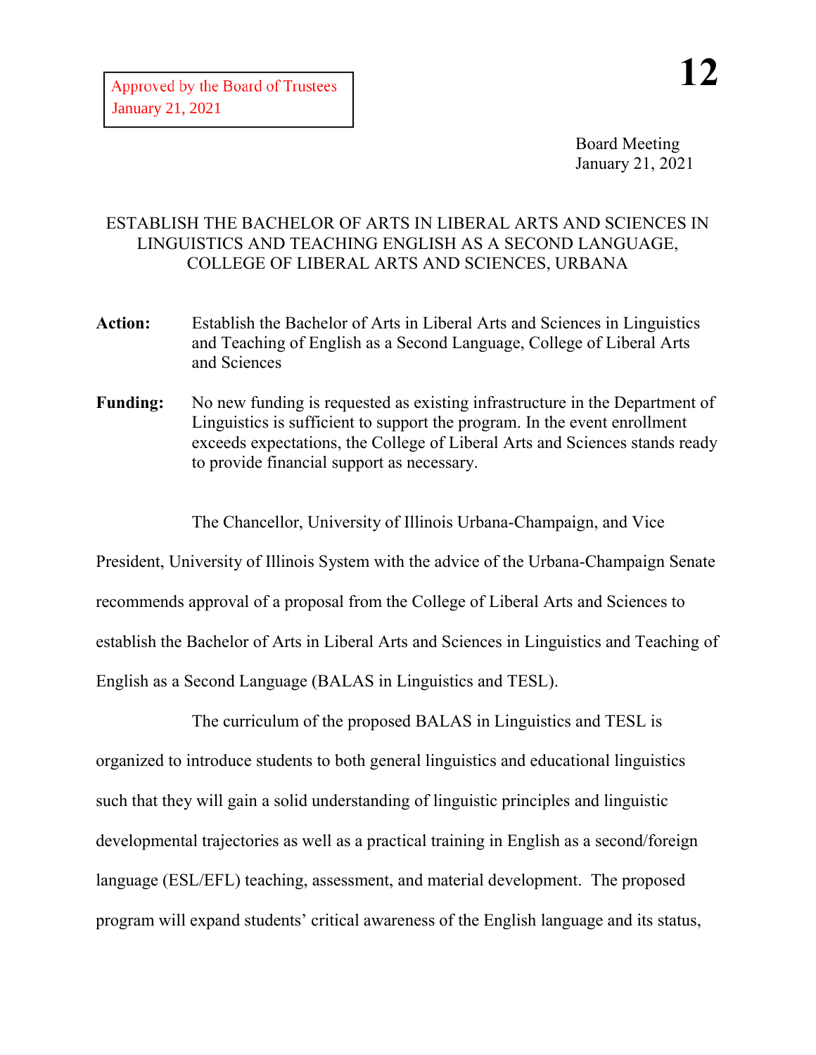Approved by the Board of Trustees
January 21, 2021

**12**

Board Meeting
January 21, 2021

# ESTABLISH THE BACHELOR OF ARTS IN LIBERAL ARTS AND SCIENCES IN LINGUISTICS AND TEACHING ENGLISH AS A SECOND LANGUAGE, COLLEGE OF LIBERAL ARTS AND SCIENCES, URBANA

**Action:** Establish the Bachelor of Arts in Liberal Arts and Sciences in Linguistics and Teaching of English as a Second Language, College of Liberal Arts and Sciences

**Funding:** No new funding is requested as existing infrastructure in the Department of Linguistics is sufficient to support the program. In the event enrollment exceeds expectations, the College of Liberal Arts and Sciences stands ready to provide financial support as necessary.

The Chancellor, University of Illinois Urbana-Champaign, and Vice President, University of Illinois System with the advice of the Urbana-Champaign Senate recommends approval of a proposal from the College of Liberal Arts and Sciences to establish the Bachelor of Arts in Liberal Arts and Sciences in Linguistics and Teaching of English as a Second Language (BALAS in Linguistics and TESL).

The curriculum of the proposed BALAS in Linguistics and TESL is organized to introduce students to both general linguistics and educational linguistics such that they will gain a solid understanding of linguistic principles and linguistic developmental trajectories as well as a practical training in English as a second/foreign language (ESL/EFL) teaching, assessment, and material development. The proposed program will expand students' critical awareness of the English language and its status,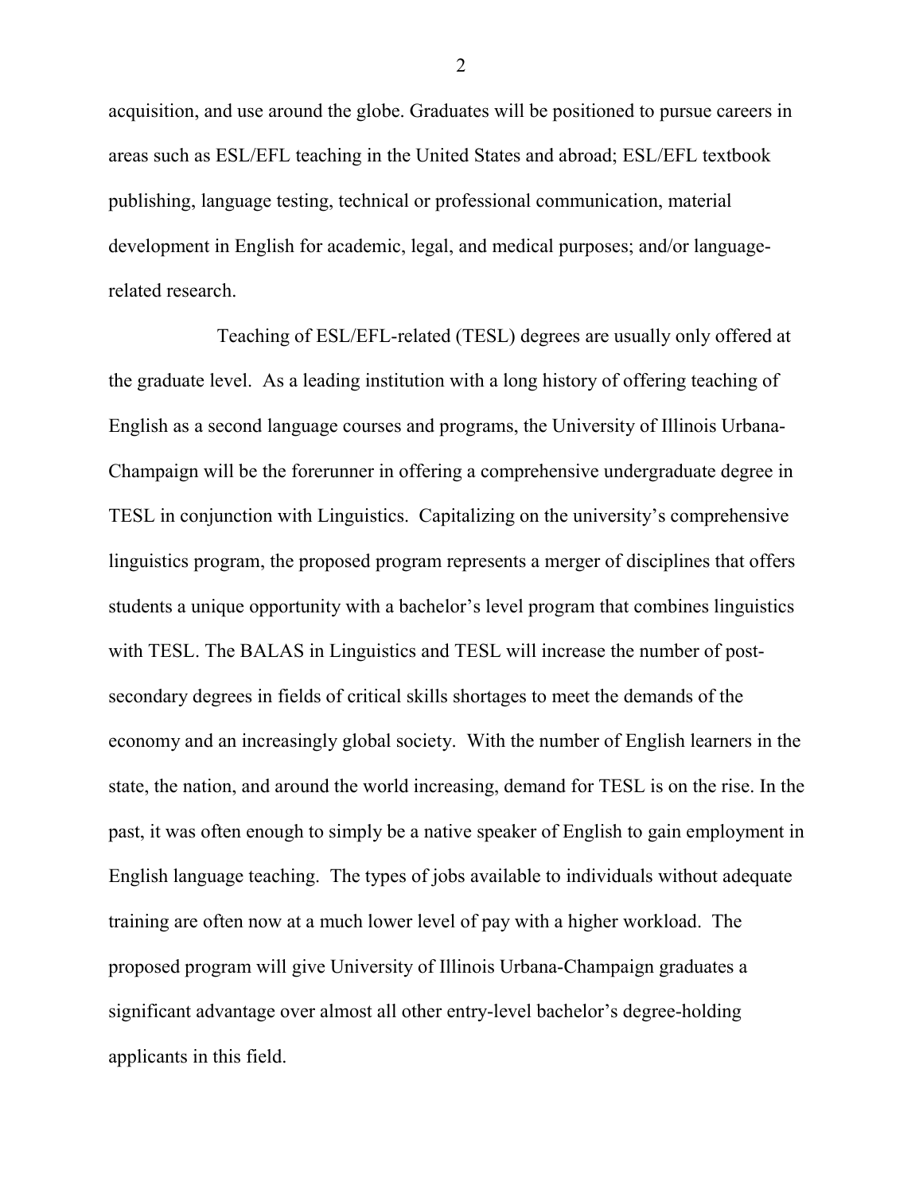acquisition, and use around the globe. Graduates will be positioned to pursue careers in areas such as ESL/EFL teaching in the United States and abroad; ESL/EFL textbook publishing, language testing, technical or professional communication, material development in English for academic, legal, and medical purposes; and/or language-related research.

Teaching of ESL/EFL-related (TESL) degrees are usually only offered at the graduate level. As a leading institution with a long history of offering teaching of English as a second language courses and programs, the University of Illinois Urbana-Champaign will be the forerunner in offering a comprehensive undergraduate degree in TESL in conjunction with Linguistics. Capitalizing on the university's comprehensive linguistics program, the proposed program represents a merger of disciplines that offers students a unique opportunity with a bachelor's level program that combines linguistics with TESL. The BALAS in Linguistics and TESL will increase the number of post-secondary degrees in fields of critical skills shortages to meet the demands of the economy and an increasingly global society. With the number of English learners in the state, the nation, and around the world increasing, demand for TESL is on the rise. In the past, it was often enough to simply be a native speaker of English to gain employment in English language teaching. The types of jobs available to individuals without adequate training are often now at a much lower level of pay with a higher workload. The proposed program will give University of Illinois Urbana-Champaign graduates a significant advantage over almost all other entry-level bachelor's degree-holding applicants in this field.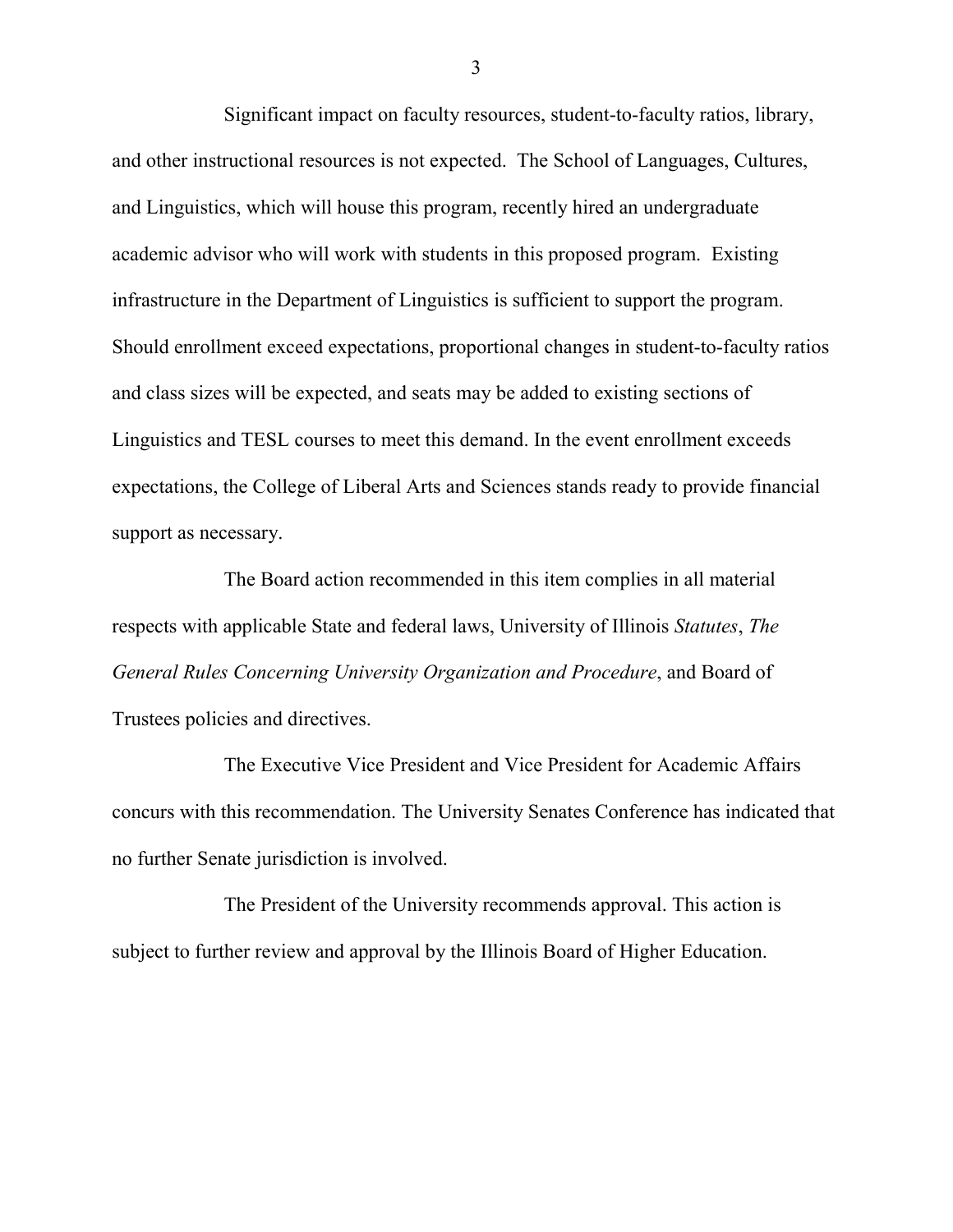Significant impact on faculty resources, student-to-faculty ratios, library, and other instructional resources is not expected. The School of Languages, Cultures, and Linguistics, which will house this program, recently hired an undergraduate academic advisor who will work with students in this proposed program. Existing infrastructure in the Department of Linguistics is sufficient to support the program. Should enrollment exceed expectations, proportional changes in student-to-faculty ratios and class sizes will be expected, and seats may be added to existing sections of Linguistics and TESL courses to meet this demand. In the event enrollment exceeds expectations, the College of Liberal Arts and Sciences stands ready to provide financial support as necessary.

The Board action recommended in this item complies in all material respects with applicable State and federal laws, University of Illinois *Statutes*, *The General Rules Concerning University Organization and Procedure*, and Board of Trustees policies and directives.

The Executive Vice President and Vice President for Academic Affairs concurs with this recommendation. The University Senates Conference has indicated that no further Senate jurisdiction is involved.

The President of the University recommends approval. This action is subject to further review and approval by the Illinois Board of Higher Education.